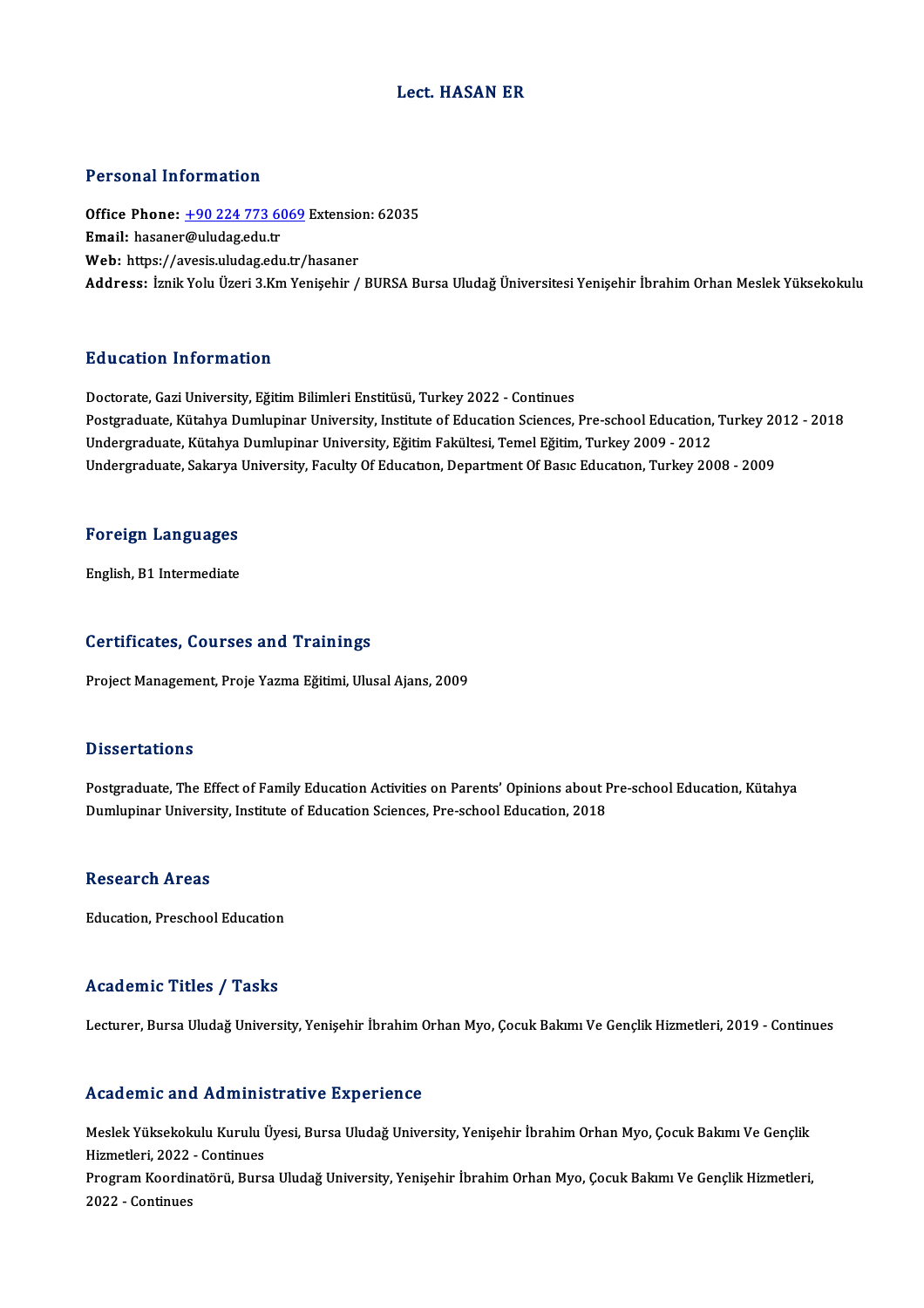# Lect. HASAN ER

## Personal Information

**Office Phone:** +90 224 773 6069 Extension: 62035
**Email:** hasaner@uludag.edu.tr
**Web:** https://avesis.uludag.edu.tr/hasaner
**Address:** İznik Yolu Üzeri 3.Km Yenişehir / BURSA Bursa Uludağ Üniversitesi Yenişehir İbrahim Orhan Meslek Yüksekokulu

## Education Information

Doctorate, Gazi University, Eğitim Bilimleri Enstitüsü, Turkey 2022 - Continues
Postgraduate, Kütahya Dumlupinar University, Institute of Education Sciences, Pre-school Education, Turkey 2012 - 2018
Undergraduate, Kütahya Dumlupinar University, Eğitim Fakültesi, Temel Eğitim, Turkey 2009 - 2012
Undergraduate, Sakarya University, Faculty Of Educatıon, Department Of Basıc Educatıon, Turkey 2008 - 2009

## Foreign Languages

English, B1 Intermediate

## Certificates, Courses and Trainings

Project Management, Proje Yazma Eğitimi, Ulusal Ajans, 2009

## Dissertations

Postgraduate, The Effect of Family Education Activities on Parents' Opinions about Pre-school Education, Kütahya Dumlupinar University, Institute of Education Sciences, Pre-school Education, 2018

## Research Areas

Education, Preschool Education

## Academic Titles / Tasks

Lecturer, Bursa Uludağ University, Yenişehir İbrahim Orhan Myo, Çocuk Bakımı Ve Gençlik Hizmetleri, 2019 - Continues

## Academic and Administrative Experience

Meslek Yüksekokulu Kurulu Üyesi, Bursa Uludağ University, Yenişehir İbrahim Orhan Myo, Çocuk Bakımı Ve Gençlik Hizmetleri, 2022 - Continues
Program Koordinatörü, Bursa Uludağ University, Yenişehir İbrahim Orhan Myo, Çocuk Bakımı Ve Gençlik Hizmetleri, 2022 - Continues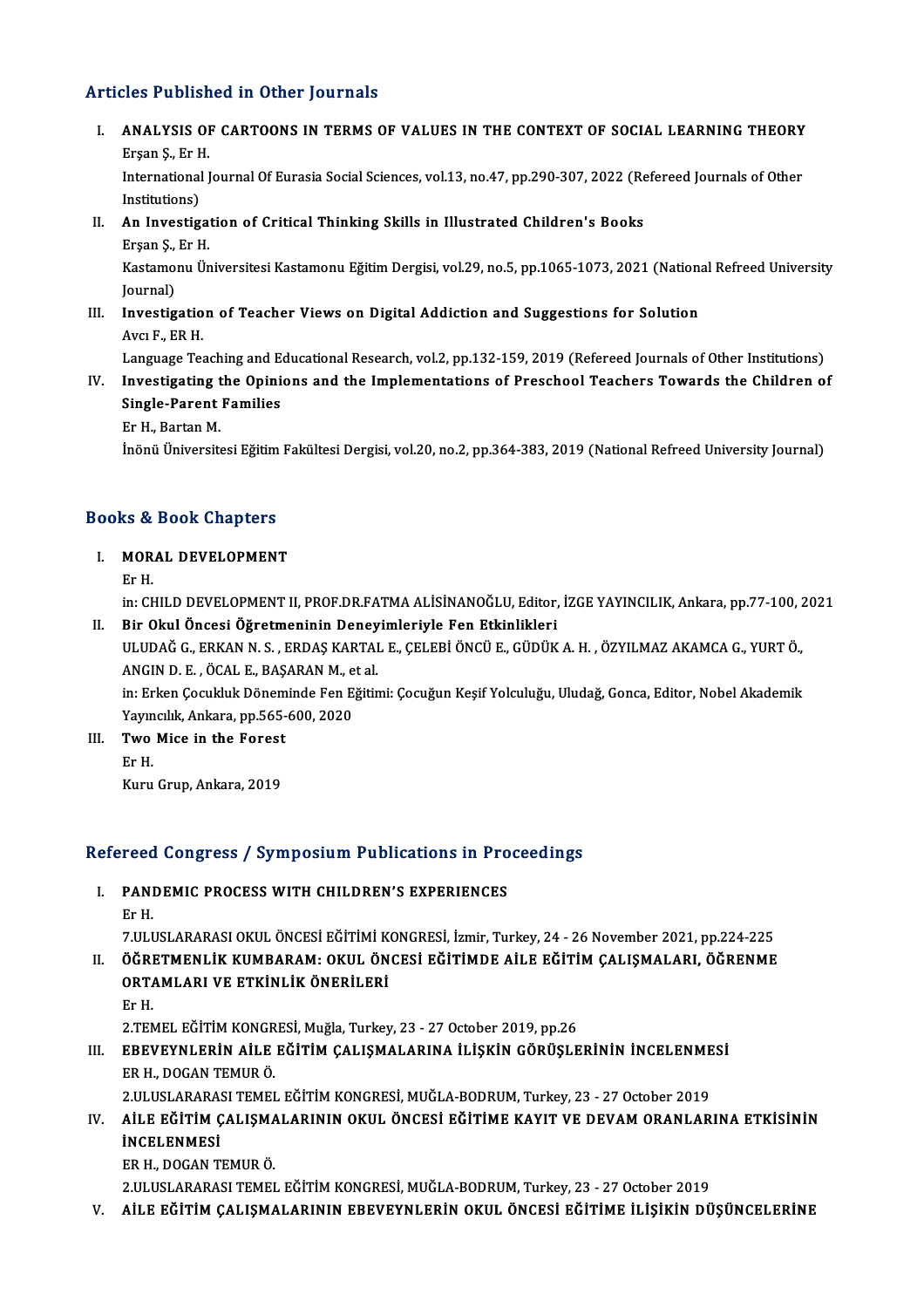## Articles Published in Other Journals

I. **ANALYSIS OF CARTOONS IN TERMS OF VALUES IN THE CONTEXT OF SOCIAL LEARNING THEORY**
   Erşan Ş., Er H.
   International Journal Of Eurasia Social Sciences, vol.13, no.47, pp.290-307, 2022 (Refereed Journals of Other Institutions)

II. **An Investigation of Critical Thinking Skills in Illustrated Children's Books**
   Erşan Ş., Er H.
   Kastamonu Üniversitesi Kastamonu Eğitim Dergisi, vol.29, no.5, pp.1065-1073, 2021 (National Refreed University Journal)

III. **Investigation of Teacher Views on Digital Addiction and Suggestions for Solution**
   Avcı F., ER H.
   Language Teaching and Educational Research, vol.2, pp.132-159, 2019 (Refereed Journals of Other Institutions)

IV. **Investigating the Opinions and the Implementations of Preschool Teachers Towards the Children of Single-Parent Families**
   Er H., Bartan M.
   İnönü Üniversitesi Eğitim Fakültesi Dergisi, vol.20, no.2, pp.364-383, 2019 (National Refreed University Journal)

## Books & Book Chapters

I. **MORAL DEVELOPMENT**
   Er H.
   in: CHILD DEVELOPMENT II, PROF.DR.FATMA ALİSİNANOĞLU, Editor, İZGE YAYINCILIK, Ankara, pp.77-100, 2021

II. **Bir Okul Öncesi Öğretmeninin Deneyimleriyle Fen Etkinlikleri**
   ULUDAĞ G., ERKAN N. S. , ERDAŞ KARTAL E., ÇELEBİ ÖNCÜ E., GÜDÜK A. H. , ÖZYILMAZ AKAMCA G., YURT Ö., ANGIN D. E. , ÖCAL E., BAŞARAN M., et al.
   in: Erken Çocukluk Döneminde Fen Eğitimi: Çocuğun Keşif Yolculuğu, Uludağ, Gonca, Editor, Nobel Akademik Yayıncılık, Ankara, pp.565-600, 2020

III. **Two Mice in the Forest**
   Er H.
   Kuru Grup, Ankara, 2019

## Refereed Congress / Symposium Publications in Proceedings

I. **PANDEMIC PROCESS WITH CHILDREN'S EXPERIENCES**
   Er H.
   7.ULUSLARARASI OKUL ÖNCESİ EĞİTİMİ KONGRESİ, İzmir, Turkey, 24 - 26 November 2021, pp.224-225

II. **ÖĞRETMENLİK KUMBARAM: OKUL ÖNCESİ EĞİTİMDE AİLE EĞİTİM ÇALIŞMALARI, ÖĞRENME ORTAMLARI VE ETKİNLİK ÖNERİLERİ**
   Er H.
   2.TEMEL EĞİTİM KONGRESİ, Muğla, Turkey, 23 - 27 October 2019, pp.26

III. **EBEVEYNLERİN AİLE EĞİTİM ÇALIŞMALARINA İLİŞKİN GÖRÜŞLERİNİN İNCELENMESİ**
   ER H., DOGAN TEMUR Ö.
   2.ULUSLARARASI TEMEL EĞİTİM KONGRESİ, MUĞLA-BODRUM, Turkey, 23 - 27 October 2019

IV. **AİLE EĞİTİM ÇALIŞMALARININ OKUL ÖNCESİ EĞİTİME KAYIT VE DEVAM ORANLARINA ETKİSİNİN İNCELENMESİ**
   ER H., DOGAN TEMUR Ö.
   2.ULUSLARARASI TEMEL EĞİTİM KONGRESİ, MUĞLA-BODRUM, Turkey, 23 - 27 October 2019

V. **AİLE EĞİTİM ÇALIŞMALARININ EBEVEYNLERİN OKUL ÖNCESİ EĞİTİME İLİŞKİN DÜŞÜNCELERİNE**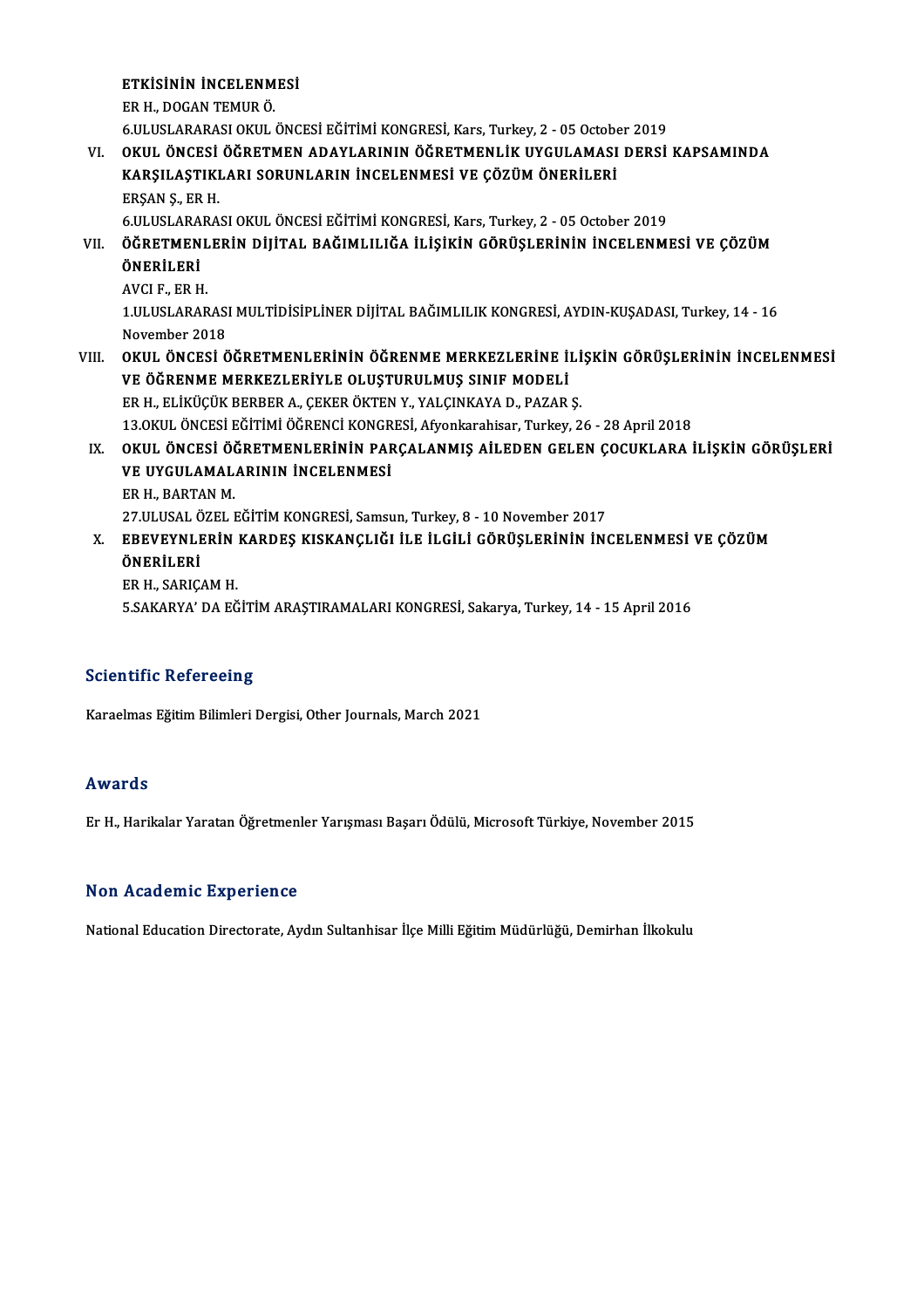ETKİSİNİN İNCELENMESİ
ER H., DOGAN TEMUR Ö.
6.ULUSLARARASI OKUL ÖNCESİ EĞİTİMİ KONGRESİ, Kars, Turkey, 2 - 05 October 2019

VI. **OKUL ÖNCESİ ÖĞRETMEN ADAYLARININ ÖĞRETMENLİK UYGULAMASI DERSİ KAPSAMINDA KARŞILAŞTIKLARI SORUNLARIN İNCELENMESİ VE ÇÖZÜM ÖNERİLERİ**
ERŞAN Ş., ER H.
6.ULUSLARARASI OKUL ÖNCESİ EĞİTİMİ KONGRESİ, Kars, Turkey, 2 - 05 October 2019

VII. **ÖĞRETMENLERİN DİJİTAL BAĞIMLILIĞA İLİŞKİN GÖRÜŞLERİNİN İNCELENMESİ VE ÇÖZÜM ÖNERİLERİ**
AVCI F., ER H.
1.ULUSLARARASI MULTİDİSİPLİNER DİJİTAL BAĞIMLILIK KONGRESİ, AYDIN-KUŞADASI, Turkey, 14 - 16 November 2018

VIII. **OKUL ÖNCESİ ÖĞRETMENLERİNİN ÖĞRENME MERKEZLERİNE İLİŞKİN GÖRÜŞLERİNİN İNCELENMESİ VE ÖĞRENME MERKEZLERİYLE OLUŞTURULMUŞ SINIF MODELİ**
ER H., ELİKÜÇÜK BERBER A., ÇEKER ÖKTEN Y., YALÇINKAYA D., PAZAR Ş.
13.OKUL ÖNCESİ EĞİTİMİ ÖĞRENCİ KONGRESİ, Afyonkarahisar, Turkey, 26 - 28 April 2018

IX. **OKUL ÖNCESİ ÖĞRETMENLERİNİN PARÇALANMIŞ AİLEDEN GELEN ÇOCUKLARA İLİŞKİN GÖRÜŞLERİ VE UYGULAMALARININ İNCELENMESİ**
ER H., BARTAN M.
27.ULUSAL ÖZEL EĞİTİM KONGRESİ, Samsun, Turkey, 8 - 10 November 2017

X. **EBEVEYNLERİN KARDEŞ KISKANÇLIĞI İLE İLGİLİ GÖRÜŞLERİNİN İNCELENMESİ VE ÇÖZÜM ÖNERİLERİ**
ER H., SARIÇAM H.
5.SAKARYA' DA EĞİTİM ARAŞTIRAMALARI KONGRESİ, Sakarya, Turkey, 14 - 15 April 2016

## Scientific Refereeing

Karaelmas Eğitim Bilimleri Dergisi, Other Journals, March 2021

## Awards

Er H., Harikalar Yaratan Öğretmenler Yarışması Başarı Ödülü, Microsoft Türkiye, November 2015

## Non Academic Experience

National Education Directorate, Aydın Sultanhisar İlçe Milli Eğitim Müdürlüğü, Demirhan İlkokulu